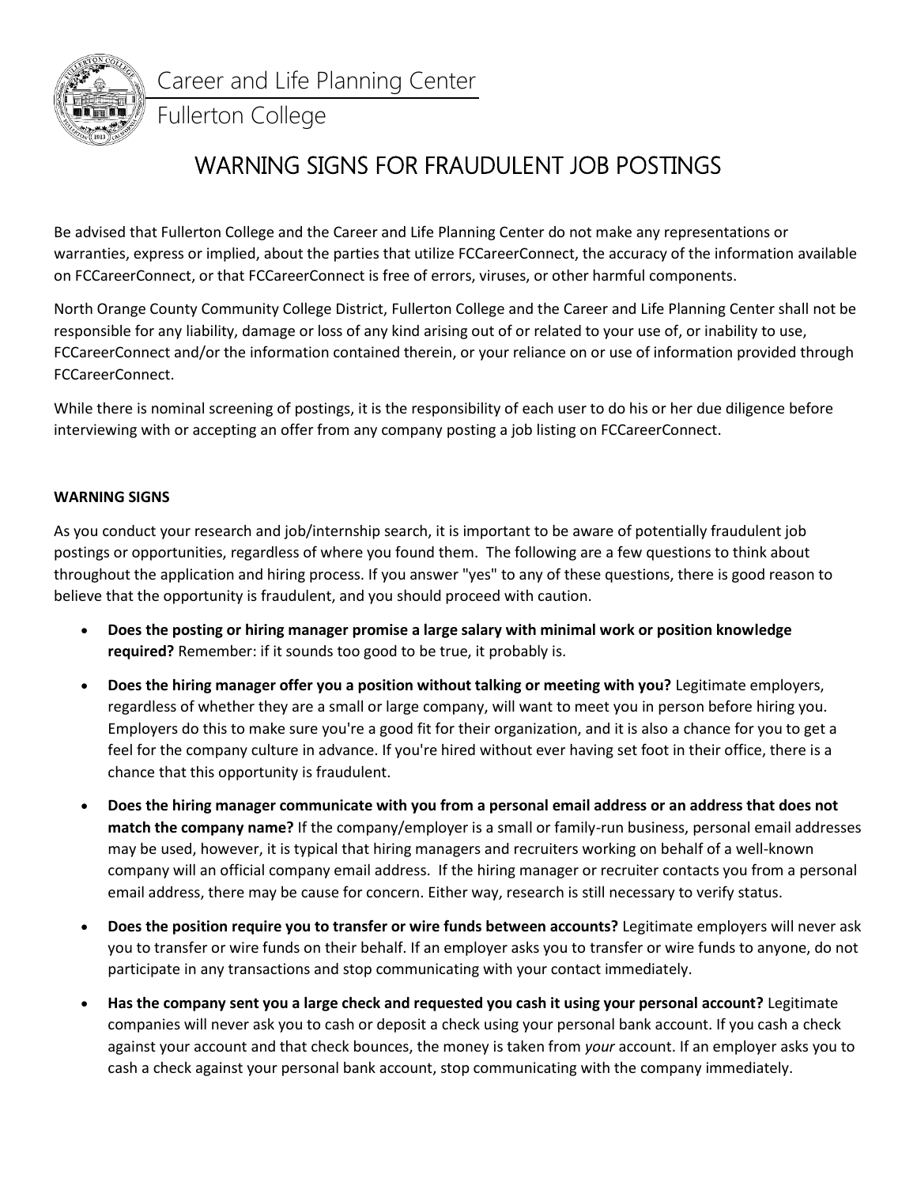Career and Life Planning Center

Fullerton College

# WARNING SIGNS FOR FRAUDULENT JOB POSTINGS

Be advised that Fullerton College and the Career and Life Planning Center do not make any representations or warranties, express or implied, about the parties that utilize FCCareerConnect, the accuracy of the information available on FCCareerConnect, or that FCCareerConnect is free of errors, viruses, or other harmful components.

North Orange County Community College District, Fullerton College and the Career and Life Planning Center shall not be responsible for any liability, damage or loss of any kind arising out of or related to your use of, or inability to use, FCCareerConnect and/or the information contained therein, or your reliance on or use of information provided through FCCareerConnect.

While there is nominal screening of postings, it is the responsibility of each user to do his or her due diligence before interviewing with or accepting an offer from any company posting a job listing on FCCareerConnect.

**WARNING SIGNS**

As you conduct your research and job/internship search, it is important to be aware of potentially fraudulent job postings or opportunities, regardless of where you found them. The following are a few questions to think about throughout the application and hiring process. If you answer "yes" to any of these questions, there is good reason to believe that the opportunity is fraudulent, and you should proceed with caution.

- **Does the posting or hiring manager promise a large salary with minimal work or position knowledge required?** Remember: if it sounds too good to be true, it probably is.
- **Does the hiring manager offer you a position without talking or meeting with you?** Legitimate employers, regardless of whether they are a small or large company, will want to meet you in person before hiring you. Employers do this to make sure you're a good fit for their organization, and it is also a chance for you to get a feel for the company culture in advance. If you're hired without ever having set foot in their office, there is a chance that this opportunity is fraudulent.
- **Does the hiring manager communicate with you from a personal email address or an address that does not match the company name?** If the company/employer is a small or family-run business, personal email addresses may be used, however, it is typical that hiring managers and recruiters working on behalf of a well-known company will an official company email address. If the hiring manager or recruiter contacts you from a personal email address, there may be cause for concern. Either way, research is still necessary to verify status.
- **Does the position require you to transfer or wire funds between accounts?** Legitimate employers will never ask you to transfer or wire funds on their behalf. If an employer asks you to transfer or wire funds to anyone, do not participate in any transactions and stop communicating with your contact immediately.
- **Has the company sent you a large check and requested you cash it using your personal account?** Legitimate companies will never ask you to cash or deposit a check using your personal bank account. If you cash a check against your account and that check bounces, the money is taken from *your* account. If an employer asks you to cash a check against your personal bank account, stop communicating with the company immediately.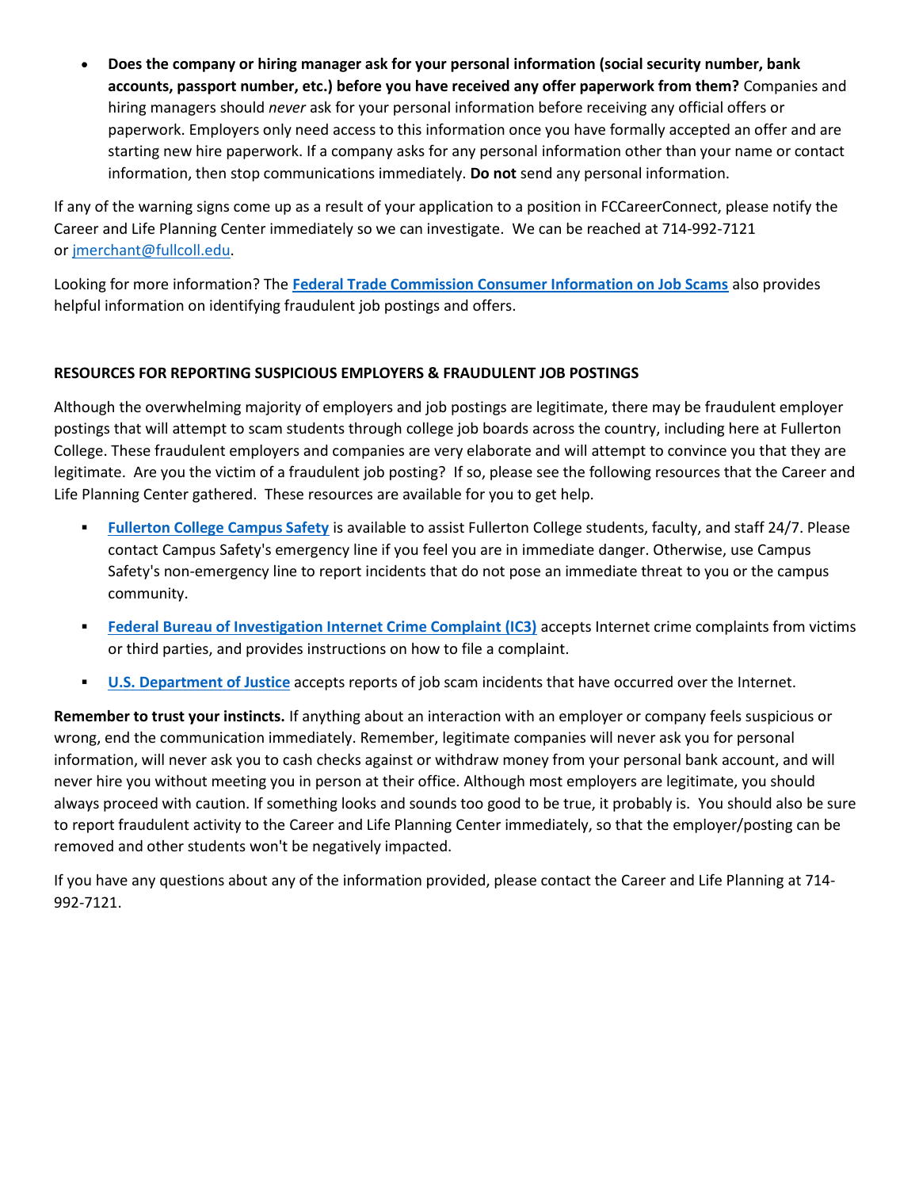- **Does the company or hiring manager ask for your personal information (social security number, bank accounts, passport number, etc.) before you have received any offer paperwork from them?** Companies and hiring managers should *never* ask for your personal information before receiving any official offers or paperwork. Employers only need access to this information once you have formally accepted an offer and are starting new hire paperwork. If a company asks for any personal information other than your name or contact information, then stop communications immediately. **Do not** send any personal information.

If any of the warning signs come up as a result of your application to a position in FCCareerConnect, please notify the Career and Life Planning Center immediately so we can investigate. We can be reached at 714-992-7121 or jmerchant@fullcoll.edu.

Looking for more information? The **Federal Trade Commission Consumer Information on Job Scams** also provides helpful information on identifying fraudulent job postings and offers.

**RESOURCES FOR REPORTING SUSPICIOUS EMPLOYERS & FRAUDULENT JOB POSTINGS**

Although the overwhelming majority of employers and job postings are legitimate, there may be fraudulent employer postings that will attempt to scam students through college job boards across the country, including here at Fullerton College. These fraudulent employers and companies are very elaborate and will attempt to convince you that they are legitimate. Are you the victim of a fraudulent job posting? If so, please see the following resources that the Career and Life Planning Center gathered. These resources are available for you to get help.

- **Fullerton College Campus Safety** is available to assist Fullerton College students, faculty, and staff 24/7. Please contact Campus Safety's emergency line if you feel you are in immediate danger. Otherwise, use Campus Safety's non-emergency line to report incidents that do not pose an immediate threat to you or the campus community.
- **Federal Bureau of Investigation Internet Crime Complaint (IC3)** accepts Internet crime complaints from victims or third parties, and provides instructions on how to file a complaint.
- **U.S. Department of Justice** accepts reports of job scam incidents that have occurred over the Internet.

**Remember to trust your instincts.** If anything about an interaction with an employer or company feels suspicious or wrong, end the communication immediately. Remember, legitimate companies will never ask you for personal information, will never ask you to cash checks against or withdraw money from your personal bank account, and will never hire you without meeting you in person at their office. Although most employers are legitimate, you should always proceed with caution. If something looks and sounds too good to be true, it probably is. You should also be sure to report fraudulent activity to the Career and Life Planning Center immediately, so that the employer/posting can be removed and other students won't be negatively impacted.

If you have any questions about any of the information provided, please contact the Career and Life Planning at 714-992-7121.